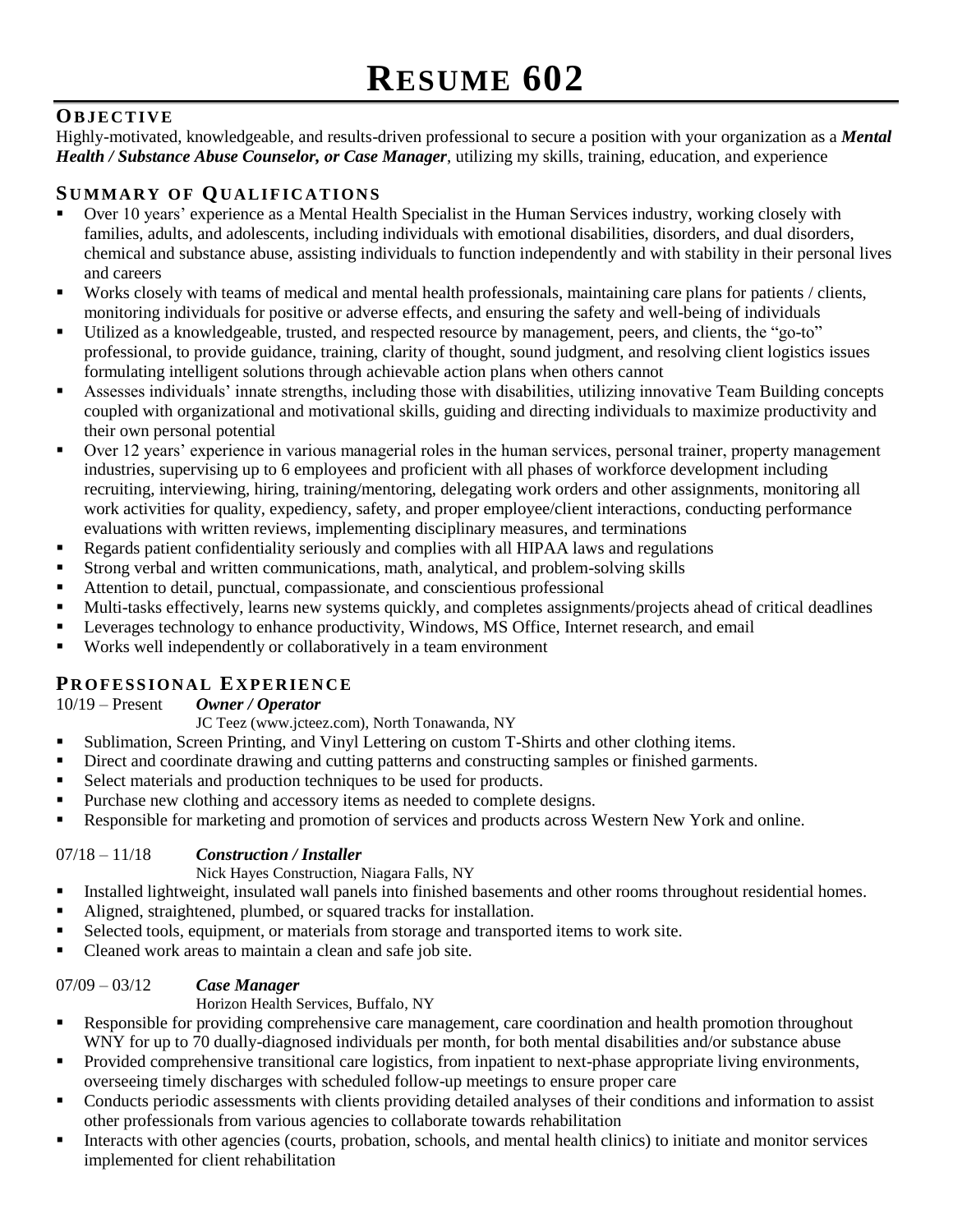# Resume 602

## Objective

Highly-motivated, knowledgeable, and results-driven professional to secure a position with your organization as a ***Mental Health / Substance Abuse Counselor, or Case Manager***, utilizing my skills, training, education, and experience

## Summary of Qualifications

- Over 10 years' experience as a Mental Health Specialist in the Human Services industry, working closely with families, adults, and adolescents, including individuals with emotional disabilities, disorders, and dual disorders, chemical and substance abuse, assisting individuals to function independently and with stability in their personal lives and careers
- Works closely with teams of medical and mental health professionals, maintaining care plans for patients / clients, monitoring individuals for positive or adverse effects, and ensuring the safety and well-being of individuals
- Utilized as a knowledgeable, trusted, and respected resource by management, peers, and clients, the "go-to" professional, to provide guidance, training, clarity of thought, sound judgment, and resolving client logistics issues formulating intelligent solutions through achievable action plans when others cannot
- Assesses individuals' innate strengths, including those with disabilities, utilizing innovative Team Building concepts coupled with organizational and motivational skills, guiding and directing individuals to maximize productivity and their own personal potential
- Over 12 years' experience in various managerial roles in the human services, personal trainer, property management industries, supervising up to 6 employees and proficient with all phases of workforce development including recruiting, interviewing, hiring, training/mentoring, delegating work orders and other assignments, monitoring all work activities for quality, expediency, safety, and proper employee/client interactions, conducting performance evaluations with written reviews, implementing disciplinary measures, and terminations
- Regards patient confidentiality seriously and complies with all HIPAA laws and regulations
- Strong verbal and written communications, math, analytical, and problem-solving skills
- Attention to detail, punctual, compassionate, and conscientious professional
- Multi-tasks effectively, learns new systems quickly, and completes assignments/projects ahead of critical deadlines
- Leverages technology to enhance productivity, Windows, MS Office, Internet research, and email
- Works well independently or collaboratively in a team environment

## Professional Experience

10/19 – Present ***Owner / Operator***
JC Teez (www.jcteez.com), North Tonawanda, NY

- Sublimation, Screen Printing, and Vinyl Lettering on custom T-Shirts and other clothing items.
- Direct and coordinate drawing and cutting patterns and constructing samples or finished garments.
- Select materials and production techniques to be used for products.
- Purchase new clothing and accessory items as needed to complete designs.
- Responsible for marketing and promotion of services and products across Western New York and online.

07/18 – 11/18 ***Construction / Installer***
Nick Hayes Construction, Niagara Falls, NY

- Installed lightweight, insulated wall panels into finished basements and other rooms throughout residential homes.
- Aligned, straightened, plumbed, or squared tracks for installation.
- Selected tools, equipment, or materials from storage and transported items to work site.
- Cleaned work areas to maintain a clean and safe job site.

07/09 – 03/12 ***Case Manager***
Horizon Health Services, Buffalo, NY

- Responsible for providing comprehensive care management, care coordination and health promotion throughout WNY for up to 70 dually-diagnosed individuals per month, for both mental disabilities and/or substance abuse
- Provided comprehensive transitional care logistics, from inpatient to next-phase appropriate living environments, overseeing timely discharges with scheduled follow-up meetings to ensure proper care
- Conducts periodic assessments with clients providing detailed analyses of their conditions and information to assist other professionals from various agencies to collaborate towards rehabilitation
- Interacts with other agencies (courts, probation, schools, and mental health clinics) to initiate and monitor services implemented for client rehabilitation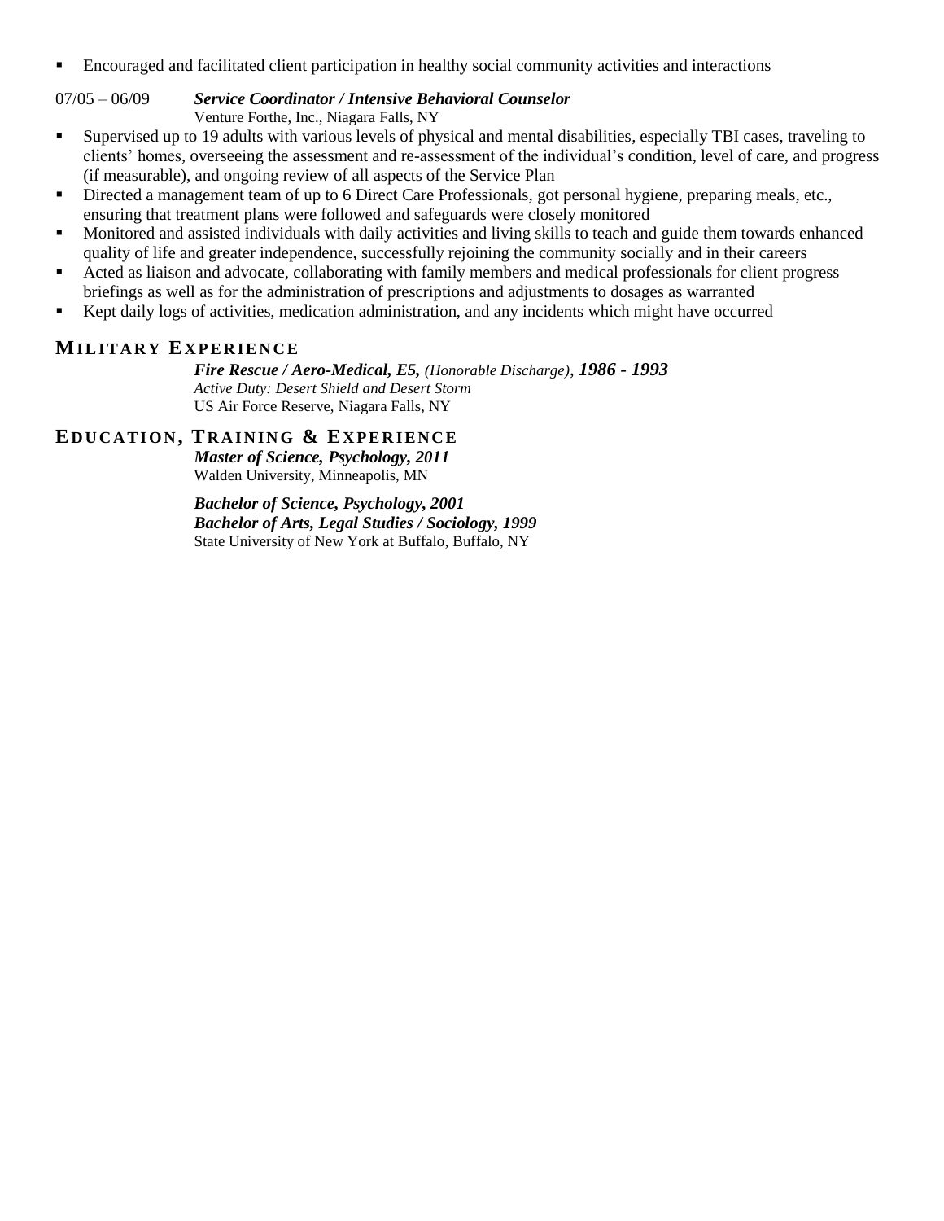- Encouraged and facilitated client participation in healthy social community activities and interactions

07/05 – 06/09 ***Service Coordinator / Intensive Behavioral Counselor***
Venture Forthe, Inc., Niagara Falls, NY

- Supervised up to 19 adults with various levels of physical and mental disabilities, especially TBI cases, traveling to clients' homes, overseeing the assessment and re-assessment of the individual's condition, level of care, and progress (if measurable), and ongoing review of all aspects of the Service Plan
- Directed a management team of up to 6 Direct Care Professionals, got personal hygiene, preparing meals, etc., ensuring that treatment plans were followed and safeguards were closely monitored
- Monitored and assisted individuals with daily activities and living skills to teach and guide them towards enhanced quality of life and greater independence, successfully rejoining the community socially and in their careers
- Acted as liaison and advocate, collaborating with family members and medical professionals for client progress briefings as well as for the administration of prescriptions and adjustments to dosages as warranted
- Kept daily logs of activities, medication administration, and any incidents which might have occurred

## MILITARY EXPERIENCE

***Fire Rescue / Aero-Medical, E5,*** *(Honorable Discharge)*, ***1986 - 1993***
*Active Duty: Desert Shield and Desert Storm*
US Air Force Reserve, Niagara Falls, NY

## EDUCATION, TRAINING & EXPERIENCE

***Master of Science, Psychology, 2011***
Walden University, Minneapolis, MN

***Bachelor of Science, Psychology, 2001***
***Bachelor of Arts, Legal Studies / Sociology, 1999***
State University of New York at Buffalo, Buffalo, NY